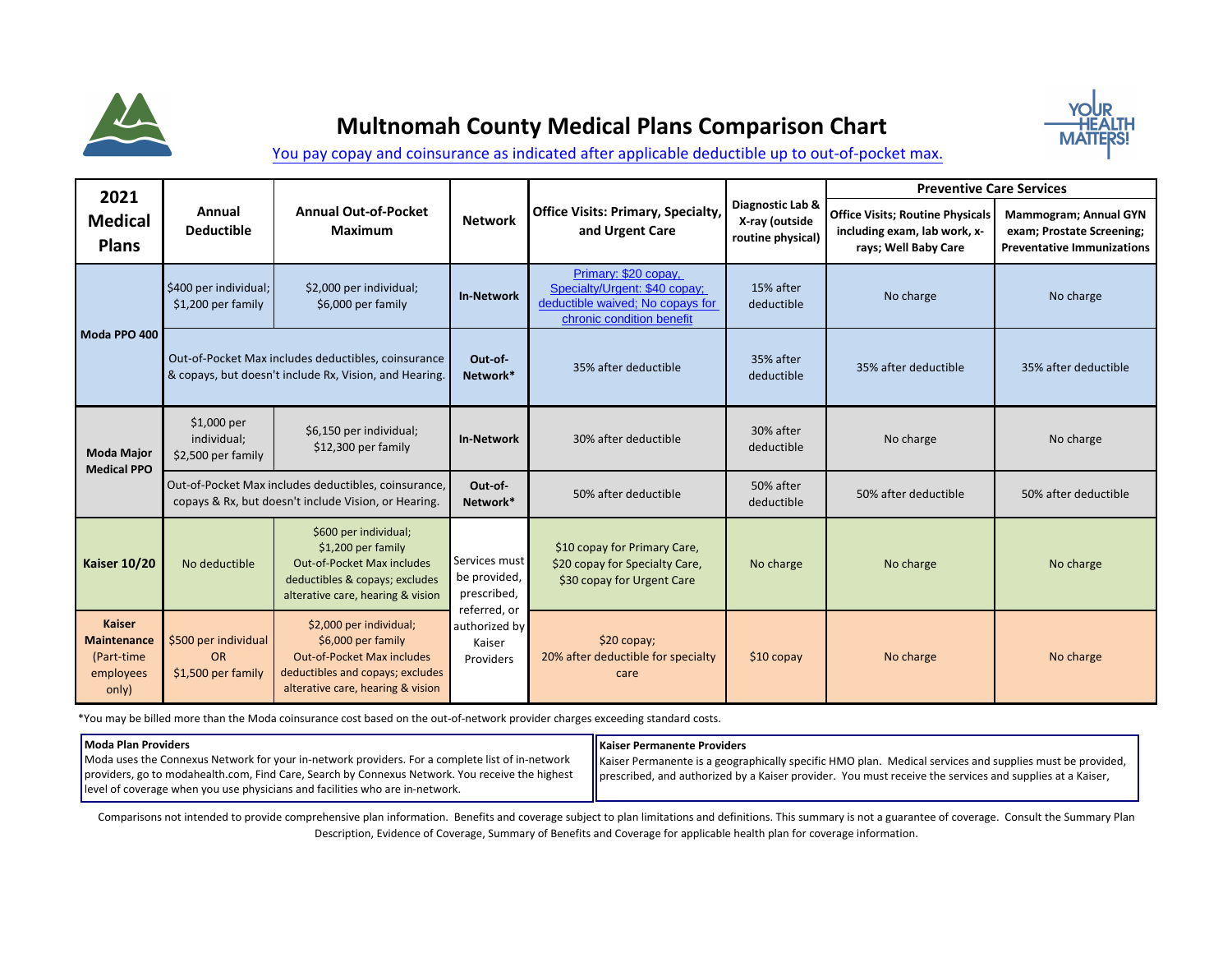# Multnomah County Medical Plans Comparison Chart

You pay copay and coinsurance as indicated after applicable deductible up to out-of-pocket max.

| 2021 Medical Plans | Annual Deductible | Annual Out-of-Pocket Maximum | Network | Office Visits: Primary, Specialty, and Urgent Care | Diagnostic Lab & X-ray (outside routine physical) | Preventive Care Services | |
|---|---|---|---|---|---|---|---|
| | | | | | | Office Visits; Routine Physicals including exam, lab work, x-rays; Well Baby Care | Mammogram; Annual GYN exam; Prostate Screening; Preventative Immunizations |
| Moda PPO 400 | $400 per individual; $1,200 per family | $2,000 per individual; $6,000 per family | In-Network | Primary: $20 copay, Specialty/Urgent: $40 copay; deductible waived; No copays for chronic condition benefit | 15% after deductible | No charge | No charge |
| | Out-of-Pocket Max includes deductibles, coinsurance & copays, but doesn't include Rx, Vision, and Hearing. | | Out-of-Network* | 35% after deductible | 35% after deductible | 35% after deductible | 35% after deductible |
| Moda Major Medical PPO | $1,000 per individual; $2,500 per family | $6,150 per individual; $12,300 per family | In-Network | 30% after deductible | 30% after deductible | No charge | No charge |
| | Out-of-Pocket Max includes deductibles, coinsurance, copays & Rx, but doesn't include Vision, or Hearing. | | Out-of-Network* | 50% after deductible | 50% after deductible | 50% after deductible | 50% after deductible |
| Kaiser 10/20 | No deductible | $600 per individual; $1,200 per family Out-of-Pocket Max includes deductibles & copays; excludes alterative care, hearing & vision | Services must be provided, prescribed, referred, or authorized by Kaiser Providers | $10 copay for Primary Care, $20 copay for Specialty Care, $30 copay for Urgent Care | No charge | No charge | No charge |
| Kaiser Maintenance (Part-time employees only) | $500 per individual OR $1,500 per family | $2,000 per individual; $6,000 per family Out-of-Pocket Max includes deductibles and copays; excludes alterative care, hearing & vision | | $20 copay; 20% after deductible for specialty care | $10 copay | No charge | No charge |

*You may be billed more than the Moda coinsurance cost based on the out-of-network provider charges exceeding standard costs.

**Moda Plan Providers**
Moda uses the Connexus Network for your in-network providers. For a complete list of in-network providers, go to modahealth.com, Find Care, Search by Connexus Network. You receive the highest level of coverage when you use physicians and facilities who are in-network.

**Kaiser Permanente Providers**
Kaiser Permanente is a geographically specific HMO plan. Medical services and supplies must be provided, prescribed, and authorized by a Kaiser provider. You must receive the services and supplies at a Kaiser,

Comparisons not intended to provide comprehensive plan information. Benefits and coverage subject to plan limitations and definitions. This summary is not a guarantee of coverage. Consult the Summary Plan Description, Evidence of Coverage, Summary of Benefits and Coverage for applicable health plan for coverage information.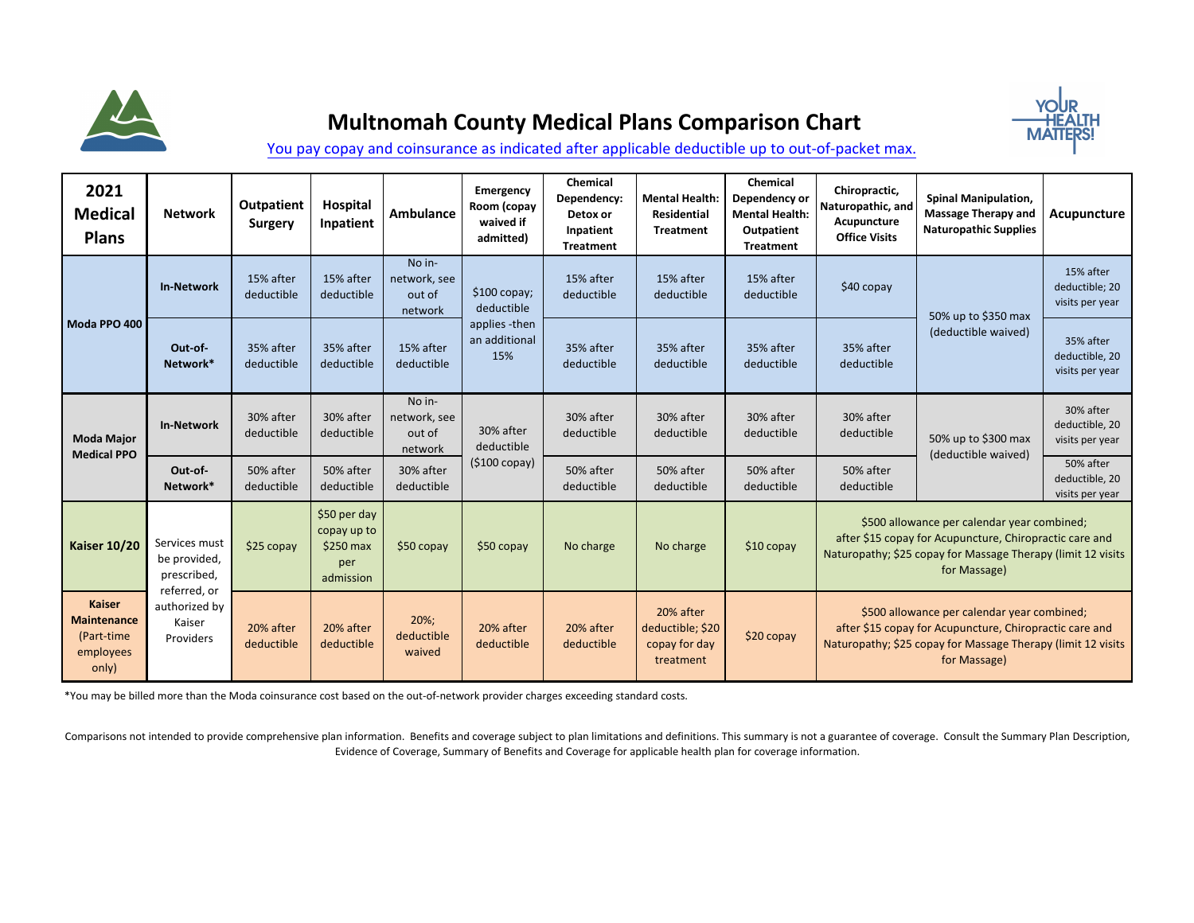# Multnomah County Medical Plans Comparison Chart

You pay copay and coinsurance as indicated after applicable deductible up to out-of-packet max.

| 2021 Medical Plans | Network | Outpatient Surgery | Hospital Inpatient | Ambulance | Emergency Room (copay waived if admitted) | Chemical Dependency: Detox or Inpatient Treatment | Mental Health: Residential Treatment | Chemical Dependency or Mental Health: Outpatient Treatment | Chiropractic, Naturopathic, and Acupuncture Office Visits | Spinal Manipulation, Massage Therapy and Naturopathic Supplies | Acupuncture |
|---|---|---|---|---|---|---|---|---|---|---|---|
| **Moda PPO 400** | **In-Network** | 15% after deductible | 15% after deductible | No in-network, see out of network | $100 copay; deductible applies -then an additional 15% | 15% after deductible | 15% after deductible | 15% after deductible | $40 copay | 50% up to $350 max (deductible waived) | 15% after deductible; 20 visits per year |
| | **Out-of-Network*** | 35% after deductible | 35% after deductible | 15% after deductible | | 35% after deductible | 35% after deductible | 35% after deductible | 35% after deductible | | 35% after deductible, 20 visits per year |
| **Moda Major Medical PPO** | **In-Network** | 30% after deductible | 30% after deductible | No in-network, see out of network | 30% after deductible ($100 copay) | 30% after deductible | 30% after deductible | 30% after deductible | 30% after deductible | 50% up to $300 max (deductible waived) | 30% after deductible, 20 visits per year |
| | **Out-of-Network*** | 50% after deductible | 50% after deductible | 30% after deductible | | 50% after deductible | 50% after deductible | 50% after deductible | 50% after deductible | | 50% after deductible, 20 visits per year |
| **Kaiser 10/20** | Services must be provided, prescribed, referred, or authorized by Kaiser Providers | $25 copay | $50 per day copay up to $250 max per admission | $50 copay | $50 copay | No charge | No charge | $10 copay | $500 allowance per calendar year combined; after $15 copay for Acupuncture, Chiropractic care and Naturopathy; $25 copay for Massage Therapy (limit 12 visits for Massage) | | |
| **Kaiser Maintenance** (Part-time employees only) | | 20% after deductible | 20% after deductible | 20%; deductible waived | 20% after deductible | 20% after deductible | 20% after deductible; $20 copay for day treatment | $20 copay | $500 allowance per calendar year combined; after $15 copay for Acupuncture, Chiropractic care and Naturopathy; $25 copay for Massage Therapy (limit 12 visits for Massage) | | |

*You may be billed more than the Moda coinsurance cost based on the out-of-network provider charges exceeding standard costs.

Comparisons not intended to provide comprehensive plan information. Benefits and coverage subject to plan limitations and definitions. This summary is not a guarantee of coverage. Consult the Summary Plan Description, Evidence of Coverage, Summary of Benefits and Coverage for applicable health plan for coverage information.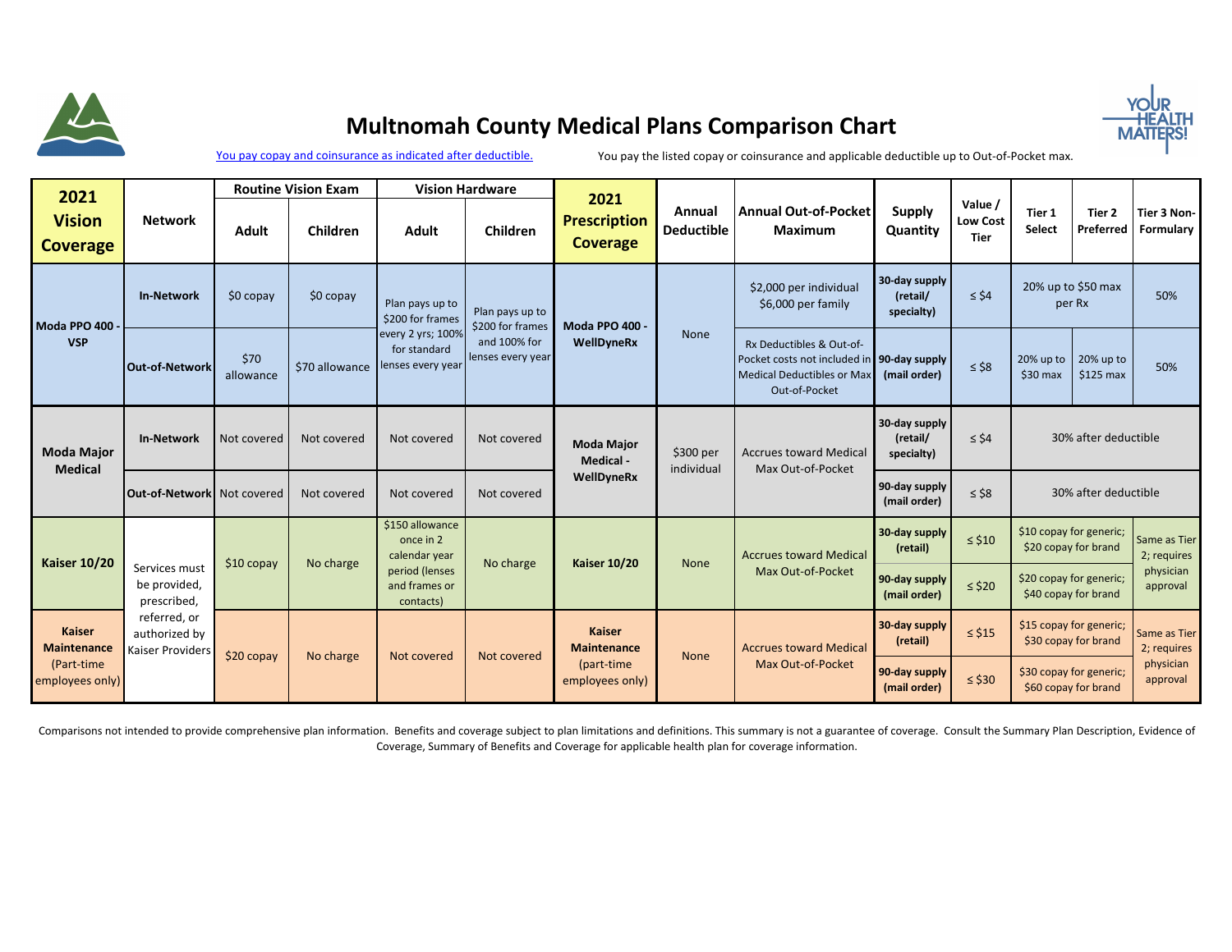# Multnomah County Medical Plans Comparison Chart

You pay copay and coinsurance as indicated after deductible.

You pay the listed copay or coinsurance and applicable deductible up to Out-of-Pocket max.

| 2021 Vision Coverage | Network | Routine Vision Exam | | Vision Hardware | | 2021 Prescription Coverage | Annual Deductible | Annual Out-of-Pocket Maximum | Supply Quantity | Value / Low Cost Tier | Tier 1 Select | Tier 2 Preferred | Tier 3 Non-Formulary |
|---|---|---|---|---|---|---|---|---|---|---|---|---|---|
| | | Adult | Children | Adult | Children | | | | | | | | |
| Moda PPO 400 - VSP | In-Network | $0 copay | $0 copay | Plan pays up to $200 for frames every 2 yrs; 100% for standard lenses every year | Plan pays up to $200 for frames and 100% for lenses every year | Moda PPO 400 - WellDyneRx | None | $2,000 per individual $6,000 per family | 30-day supply (retail/ specialty) | ≤ $4 | 20% up to $50 max per Rx | | 50% |
| | Out-of-Network | $70 allowance | $70 allowance | | | | | Rx Deductibles & Out-of-Pocket costs not included in Medical Deductibles or Max Out-of-Pocket | 90-day supply (mail order) | ≤ $8 | 20% up to $30 max | 20% up to $125 max | 50% |
| Moda Major Medical | In-Network | Not covered | Not covered | Not covered | Not covered | Moda Major Medical - WellDyneRx | $300 per individual | Accrues toward Medical Max Out-of-Pocket | 30-day supply (retail/ specialty) | ≤ $4 | 30% after deductible | | |
| | Out-of-Network | Not covered | Not covered | Not covered | Not covered | | | | 90-day supply (mail order) | ≤ $8 | 30% after deductible | | |
| Kaiser 10/20 | Services must be provided, prescribed, referred, or authorized by Kaiser Providers | $10 copay | No charge | $150 allowance once in 2 calendar year period (lenses and frames or contacts) | No charge | Kaiser 10/20 | None | Accrues toward Medical Max Out-of-Pocket | 30-day supply (retail) | ≤ $10 | $10 copay for generic; $20 copay for brand | | Same as Tier 2; requires physician approval |
| | | | | | | | | | 90-day supply (mail order) | ≤ $20 | $20 copay for generic; $40 copay for brand | | |
| Kaiser Maintenance (Part-time employees only) | | $20 copay | No charge | Not covered | Not covered | Kaiser Maintenance (part-time employees only) | None | Accrues toward Medical Max Out-of-Pocket | 30-day supply (retail) | ≤ $15 | $15 copay for generic; $30 copay for brand | | Same as Tier 2; requires physician approval |
| | | | | | | | | | 90-day supply (mail order) | ≤ $30 | $30 copay for generic; $60 copay for brand | | |

Comparisons not intended to provide comprehensive plan information. Benefits and coverage subject to plan limitations and definitions. This summary is not a guarantee of coverage. Consult the Summary Plan Description, Evidence of Coverage, Summary of Benefits and Coverage for applicable health plan for coverage information.